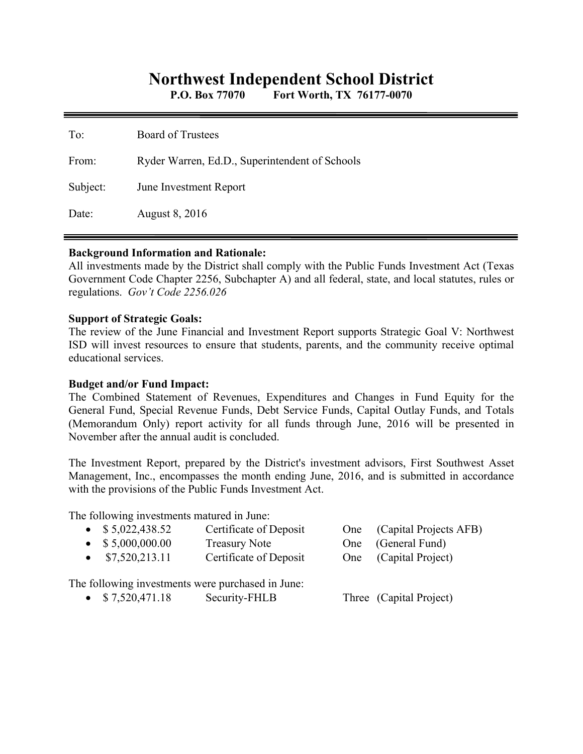# Northwest Independent School District

**P.O. Box 77070        Fort Worth, TX 76177-0070**

---

To: Board of Trustees

From: Ryder Warren, Ed.D., Superintendent of Schools

Subject: June Investment Report

Date: August 8, 2016

---

**Background Information and Rationale:**
All investments made by the District shall comply with the Public Funds Investment Act (Texas Government Code Chapter 2256, Subchapter A) and all federal, state, and local statutes, rules or regulations. *Gov't Code 2256.026*

**Support of Strategic Goals:**
The review of the June Financial and Investment Report supports Strategic Goal V: Northwest ISD will invest resources to ensure that students, parents, and the community receive optimal educational services.

**Budget and/or Fund Impact:**
The Combined Statement of Revenues, Expenditures and Changes in Fund Equity for the General Fund, Special Revenue Funds, Debt Service Funds, Capital Outlay Funds, and Totals (Memorandum Only) report activity for all funds through June, 2016 will be presented in November after the annual audit is concluded.

The Investment Report, prepared by the District's investment advisors, First Southwest Asset Management, Inc., encompasses the month ending June, 2016, and is submitted in accordance with the provisions of the Public Funds Investment Act.

The following investments matured in June:

- $ 5,022,438.52    Certificate of Deposit    One    (Capital Projects AFB)
- $ 5,000,000.00    Treasury Note    One    (General Fund)
- $7,520,213.11    Certificate of Deposit    One    (Capital Project)

The following investments were purchased in June:

- $ 7,520,471.18    Security-FHLB    Three    (Capital Project)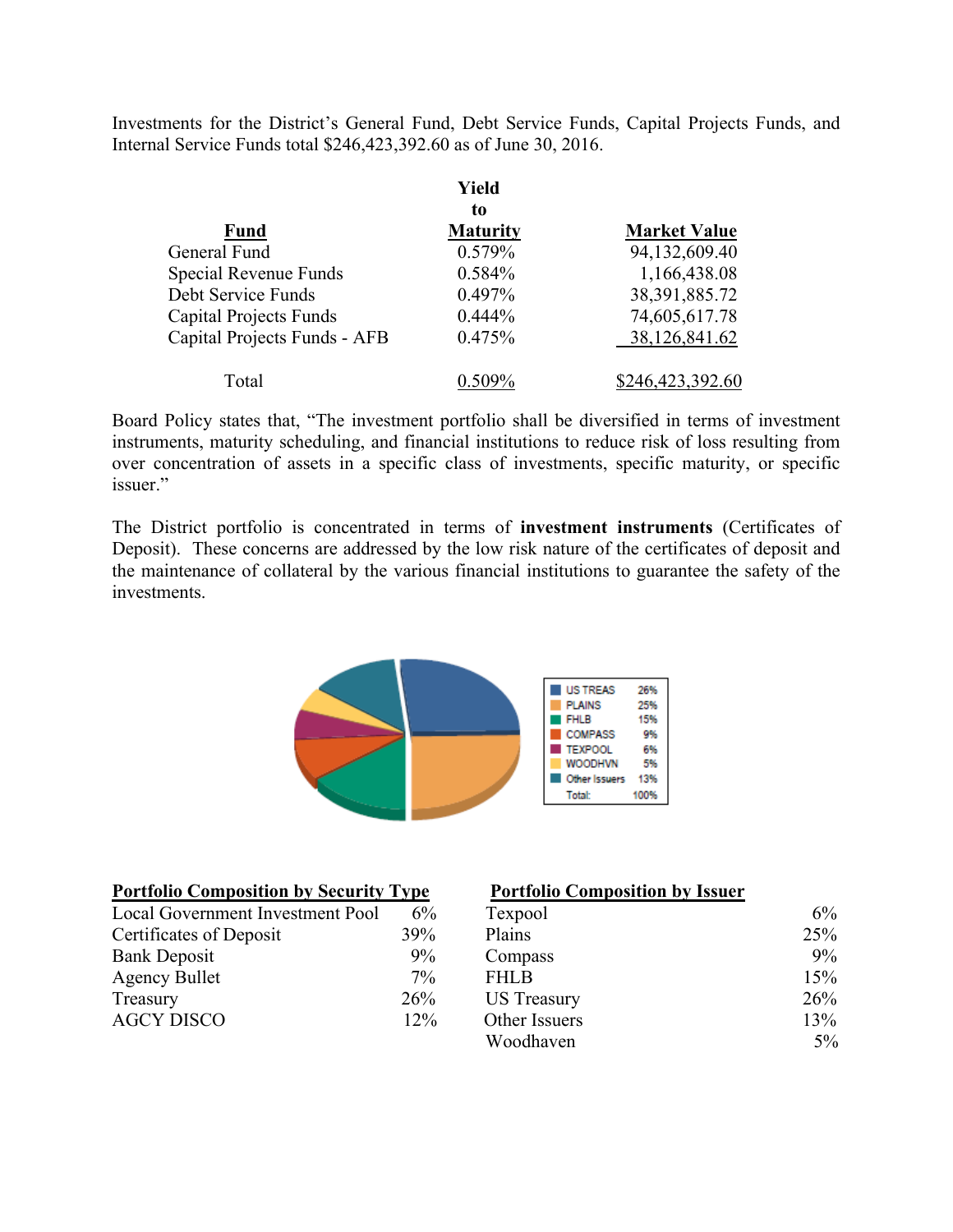Investments for the District's General Fund, Debt Service Funds, Capital Projects Funds, and Internal Service Funds total $246,423,392.60 as of June 30, 2016.

| Fund | Yield to Maturity | Market Value |
|---|---|---|
| General Fund | 0.579% | 94,132,609.40 |
| Special Revenue Funds | 0.584% | 1,166,438.08 |
| Debt Service Funds | 0.497% | 38,391,885.72 |
| Capital Projects Funds | 0.444% | 74,605,617.78 |
| Capital Projects Funds - AFB | 0.475% | 38,126,841.62 |
| Total | 0.509% | $246,423,392.60 |

Board Policy states that, "The investment portfolio shall be diversified in terms of investment instruments, maturity scheduling, and financial institutions to reduce risk of loss resulting from over concentration of assets in a specific class of investments, specific maturity, or specific issuer."

The District portfolio is concentrated in terms of **investment instruments** (Certificates of Deposit). These concerns are addressed by the low risk nature of the certificates of deposit and the maintenance of collateral by the various financial institutions to guarantee the safety of the investments.

| | |
|---|---|
| US TREAS | 26% |
| PLAINS | 25% |
| FHLB | 15% |
| COMPASS | 9% |
| TEXPOOL | 6% |
| WOODHVN | 5% |
| Other Issuers | 13% |
| Total: | 100% |

**Portfolio Composition by Security Type**

| | |
|---|---|
| Local Government Investment Pool | 6% |
| Certificates of Deposit | 39% |
| Bank Deposit | 9% |
| Agency Bullet | 7% |
| Treasury | 26% |
| AGCY DISCO | 12% |

**Portfolio Composition by Issuer**

| | |
|---|---|
| Texpool | 6% |
| Plains | 25% |
| Compass | 9% |
| FHLB | 15% |
| US Treasury | 26% |
| Other Issuers | 13% |
| Woodhaven | 5% |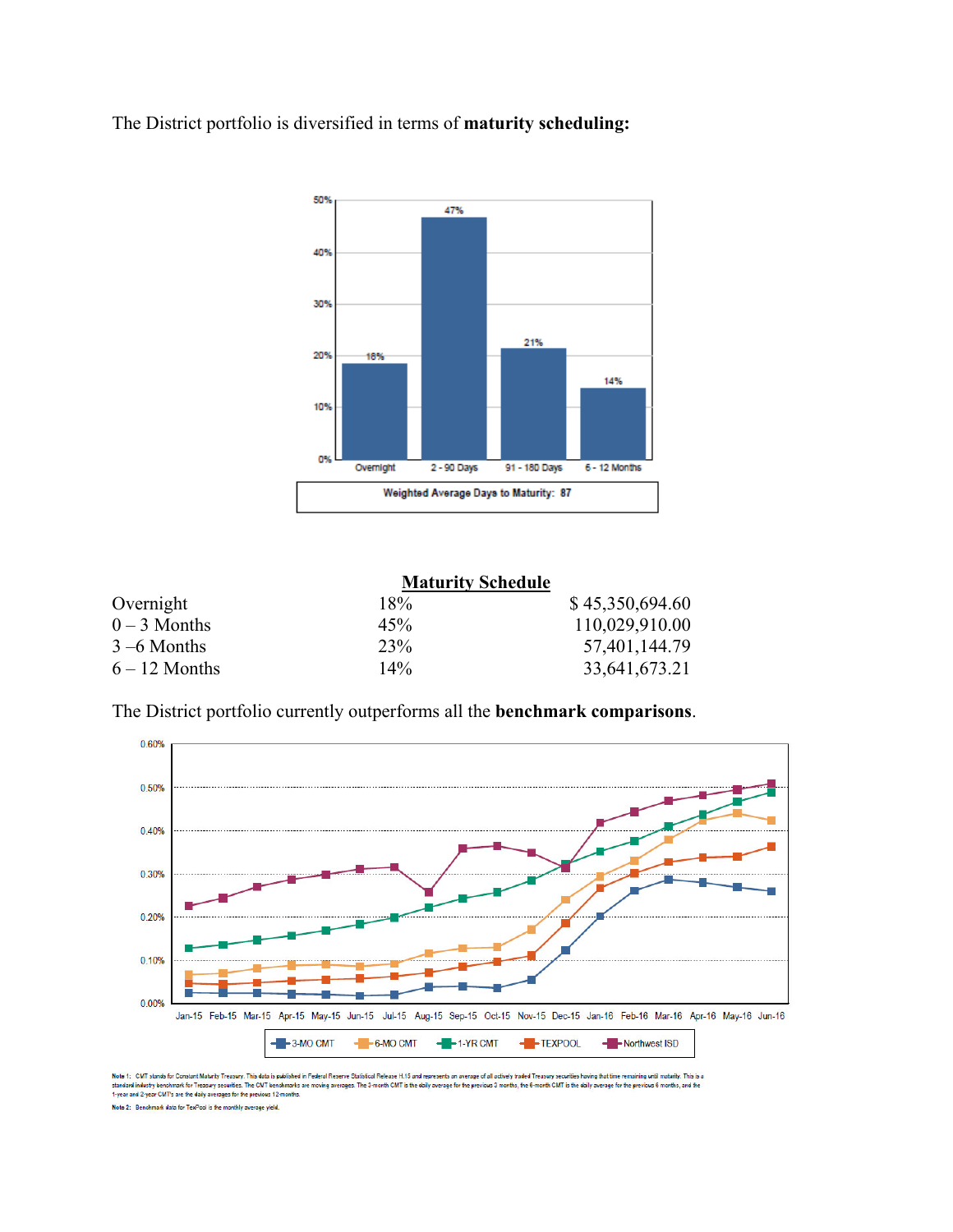The District portfolio is diversified in terms of **maturity scheduling:**

Overnight 18%, 2 - 90 Days 47%, 91 - 180 Days 21%, 6 - 12 Months 14%

Weighted Average Days to Maturity: 87

**Maturity Schedule**

| | | |
|---|---|---|
| Overnight | 18% | $ 45,350,694.60 |
| 0 – 3 Months | 45% | 110,029,910.00 |
| 3 –6 Months | 23% | 57,401,144.79 |
| 6 – 12 Months | 14% | 33,641,673.21 |

The District portfolio currently outperforms all the **benchmark comparisons**.

3-MO CMT, 6-MO CMT, 1-YR CMT, TEXPOOL, Northwest ISD

Note 1: CMT stands for Constant Maturity Treasury. This data is published in Federal Reserve Statistical Release H.15 and represents an average of all actively traded Treasury securities having that time remaining until maturity. This is a standard industry benchmark for Treasury securities. The CMT benchmarks are moving averages. The 3-month CMT is the daily average for the previous 3 months, the 6-month CMT is the daily average for the previous 6 months, and the 1-year and 2-year CMT's are the daily averages for the previous 12-months.

Note 2: Benchmark data for TexPool is the monthly average yield.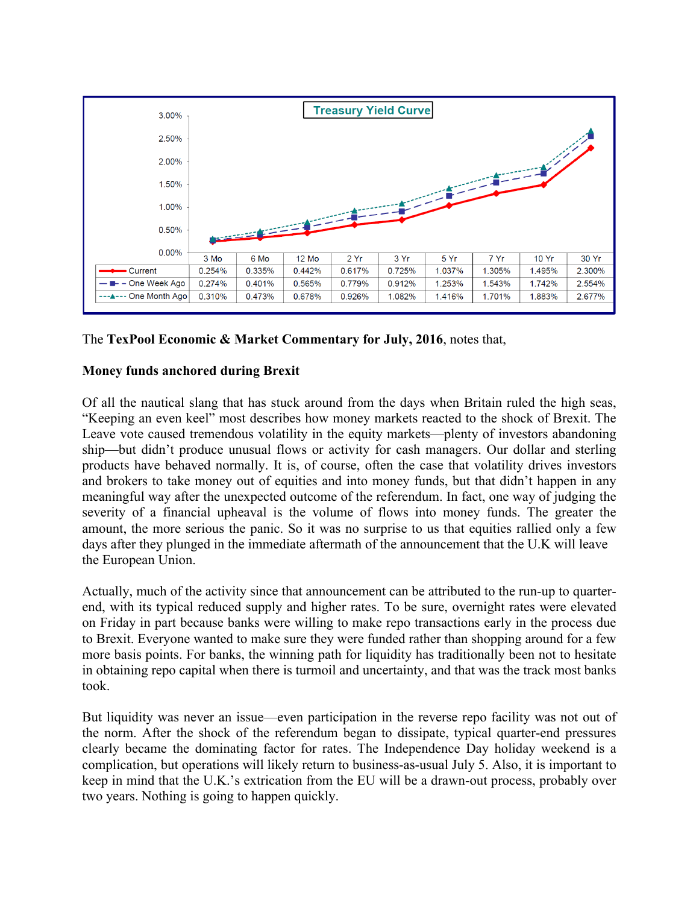**Treasury Yield Curve**

| | 3 Mo | 6 Mo | 12 Mo | 2 Yr | 3 Yr | 5 Yr | 7 Yr | 10 Yr | 30 Yr |
|---|---|---|---|---|---|---|---|---|---|
| Current | 0.254% | 0.335% | 0.442% | 0.617% | 0.725% | 1.037% | 1.305% | 1.495% | 2.300% |
| One Week Ago | 0.274% | 0.401% | 0.565% | 0.779% | 0.912% | 1.253% | 1.543% | 1.742% | 2.554% |
| One Month Ago | 0.310% | 0.473% | 0.678% | 0.926% | 1.082% | 1.416% | 1.701% | 1.883% | 2.677% |

The **TexPool Economic & Market Commentary for July, 2016**, notes that,

**Money funds anchored during Brexit**

Of all the nautical slang that has stuck around from the days when Britain ruled the high seas, "Keeping an even keel" most describes how money markets reacted to the shock of Brexit. The Leave vote caused tremendous volatility in the equity markets—plenty of investors abandoning ship—but didn't produce unusual flows or activity for cash managers. Our dollar and sterling products have behaved normally. It is, of course, often the case that volatility drives investors and brokers to take money out of equities and into money funds, but that didn't happen in any meaningful way after the unexpected outcome of the referendum. In fact, one way of judging the severity of a financial upheaval is the volume of flows into money funds. The greater the amount, the more serious the panic. So it was no surprise to us that equities rallied only a few days after they plunged in the immediate aftermath of the announcement that the U.K will leave the European Union.

Actually, much of the activity since that announcement can be attributed to the run-up to quarter-end, with its typical reduced supply and higher rates. To be sure, overnight rates were elevated on Friday in part because banks were willing to make repo transactions early in the process due to Brexit. Everyone wanted to make sure they were funded rather than shopping around for a few more basis points. For banks, the winning path for liquidity has traditionally been not to hesitate in obtaining repo capital when there is turmoil and uncertainty, and that was the track most banks took.

But liquidity was never an issue—even participation in the reverse repo facility was not out of the norm. After the shock of the referendum began to dissipate, typical quarter-end pressures clearly became the dominating factor for rates. The Independence Day holiday weekend is a complication, but operations will likely return to business-as-usual July 5. Also, it is important to keep in mind that the U.K.'s extrication from the EU will be a drawn-out process, probably over two years. Nothing is going to happen quickly.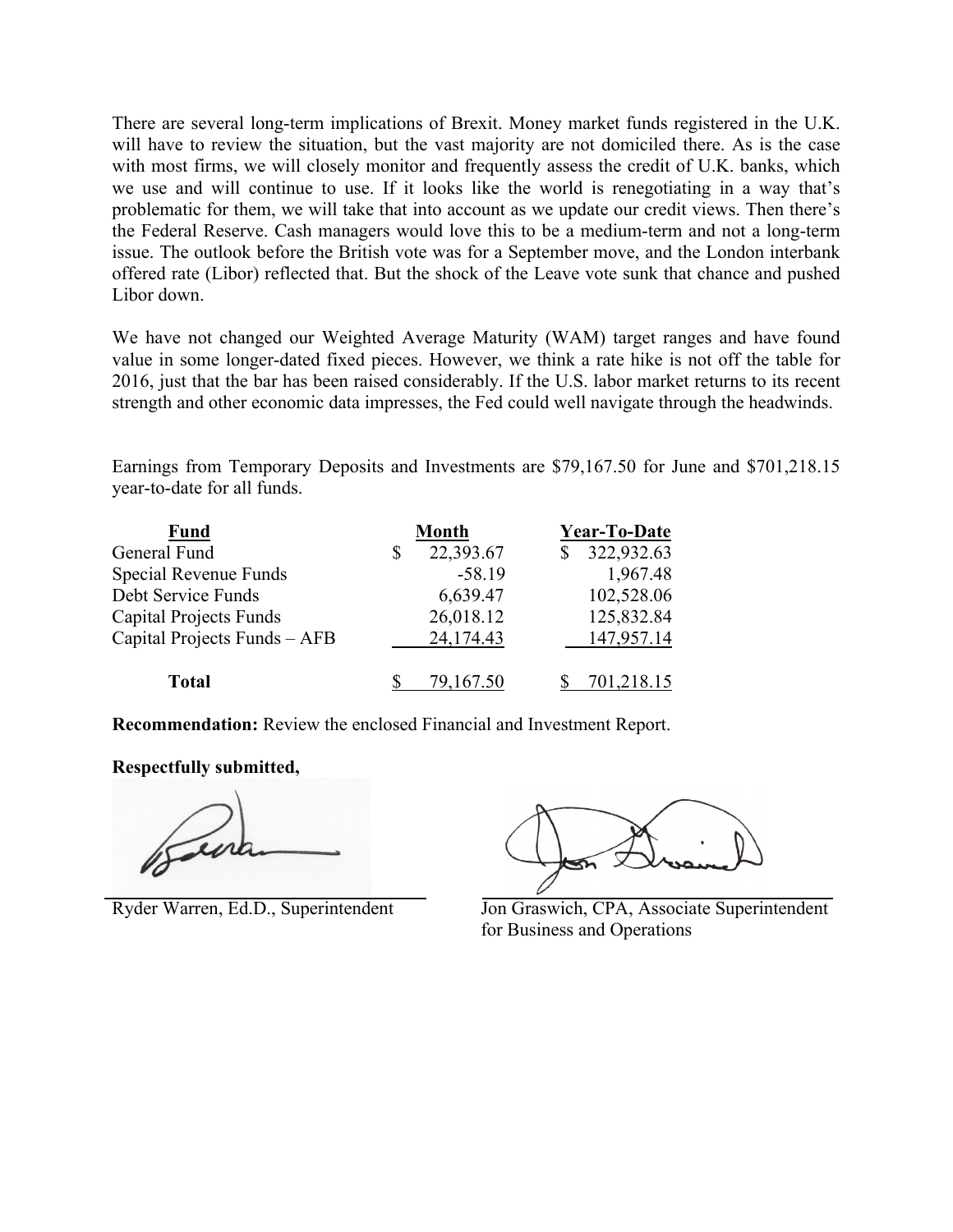There are several long-term implications of Brexit. Money market funds registered in the U.K. will have to review the situation, but the vast majority are not domiciled there. As is the case with most firms, we will closely monitor and frequently assess the credit of U.K. banks, which we use and will continue to use. If it looks like the world is renegotiating in a way that's problematic for them, we will take that into account as we update our credit views. Then there's the Federal Reserve. Cash managers would love this to be a medium-term and not a long-term issue. The outlook before the British vote was for a September move, and the London interbank offered rate (Libor) reflected that. But the shock of the Leave vote sunk that chance and pushed Libor down.

We have not changed our Weighted Average Maturity (WAM) target ranges and have found value in some longer-dated fixed pieces. However, we think a rate hike is not off the table for 2016, just that the bar has been raised considerably. If the U.S. labor market returns to its recent strength and other economic data impresses, the Fed could well navigate through the headwinds.

Earnings from Temporary Deposits and Investments are $79,167.50 for June and $701,218.15 year-to-date for all funds.

| Fund | Month | Year-To-Date |
|---|---|---|
| General Fund | $ 22,393.67 | $ 322,932.63 |
| Special Revenue Funds | -58.19 | 1,967.48 |
| Debt Service Funds | 6,639.47 | 102,528.06 |
| Capital Projects Funds | 26,018.12 | 125,832.84 |
| Capital Projects Funds – AFB | 24,174.43 | 147,957.14 |
| **Total** | $ 79,167.50 | $ 701,218.15 |

**Recommendation:** Review the enclosed Financial and Investment Report.

**Respectfully submitted,**

Ryder Warren, Ed.D., Superintendent

Jon Graswich, CPA, Associate Superintendent for Business and Operations